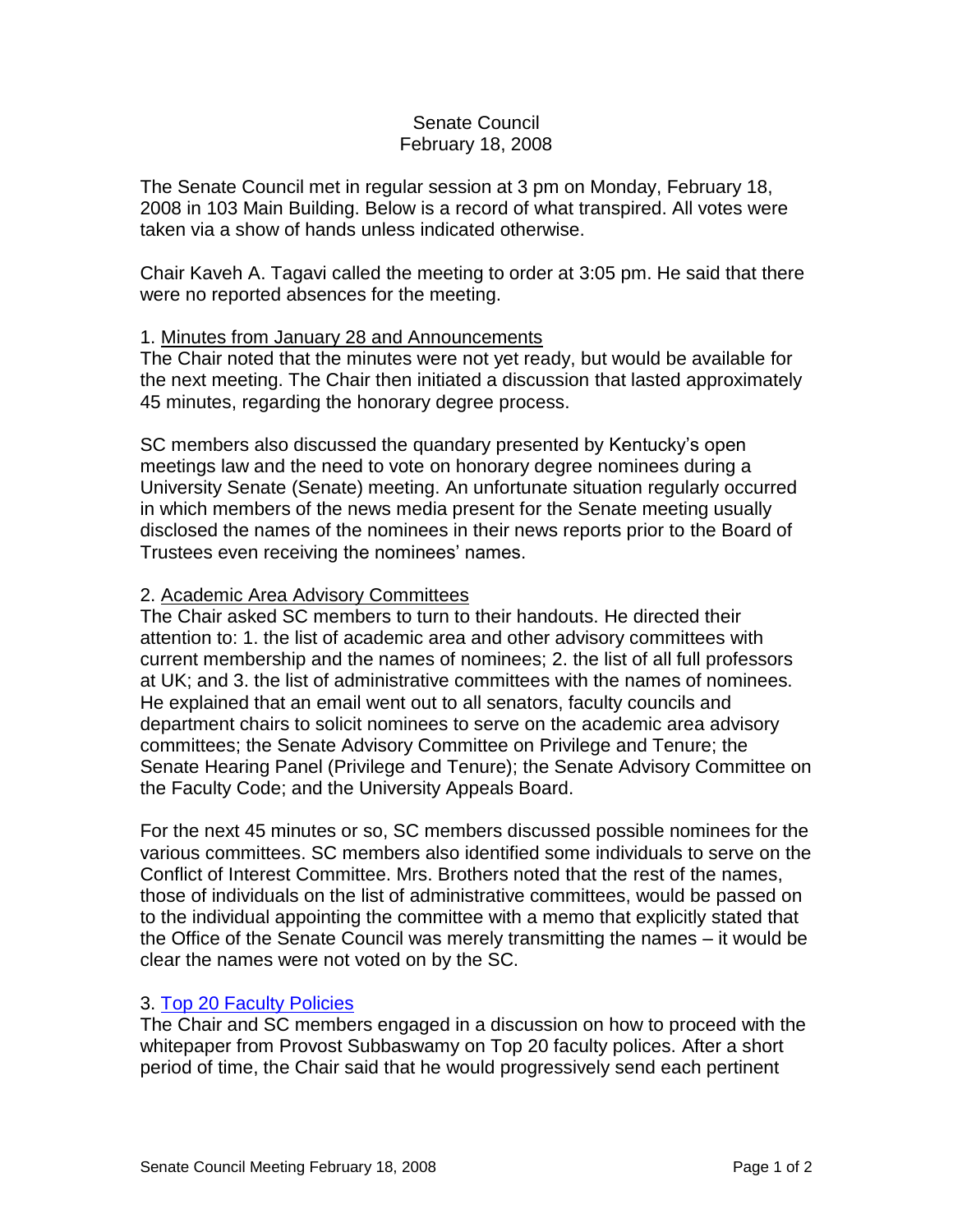# Senate Council
## February 18, 2008

The Senate Council met in regular session at 3 pm on Monday, February 18, 2008 in 103 Main Building. Below is a record of what transpired. All votes were taken via a show of hands unless indicated otherwise.

Chair Kaveh A. Tagavi called the meeting to order at 3:05 pm. He said that there were no reported absences for the meeting.

1. Minutes from January 28 and Announcements

The Chair noted that the minutes were not yet ready, but would be available for the next meeting. The Chair then initiated a discussion that lasted approximately 45 minutes, regarding the honorary degree process.

SC members also discussed the quandary presented by Kentucky's open meetings law and the need to vote on honorary degree nominees during a University Senate (Senate) meeting. An unfortunate situation regularly occurred in which members of the news media present for the Senate meeting usually disclosed the names of the nominees in their news reports prior to the Board of Trustees even receiving the nominees' names.

2. Academic Area Advisory Committees

The Chair asked SC members to turn to their handouts. He directed their attention to: 1. the list of academic area and other advisory committees with current membership and the names of nominees; 2. the list of all full professors at UK; and 3. the list of administrative committees with the names of nominees. He explained that an email went out to all senators, faculty councils and department chairs to solicit nominees to serve on the academic area advisory committees; the Senate Advisory Committee on Privilege and Tenure; the Senate Hearing Panel (Privilege and Tenure); the Senate Advisory Committee on the Faculty Code; and the University Appeals Board.

For the next 45 minutes or so, SC members discussed possible nominees for the various committees. SC members also identified some individuals to serve on the Conflict of Interest Committee. Mrs. Brothers noted that the rest of the names, those of individuals on the list of administrative committees, would be passed on to the individual appointing the committee with a memo that explicitly stated that the Office of the Senate Council was merely transmitting the names – it would be clear the names were not voted on by the SC.

3. Top 20 Faculty Policies

The Chair and SC members engaged in a discussion on how to proceed with the whitepaper from Provost Subbaswamy on Top 20 faculty polices. After a short period of time, the Chair said that he would progressively send each pertinent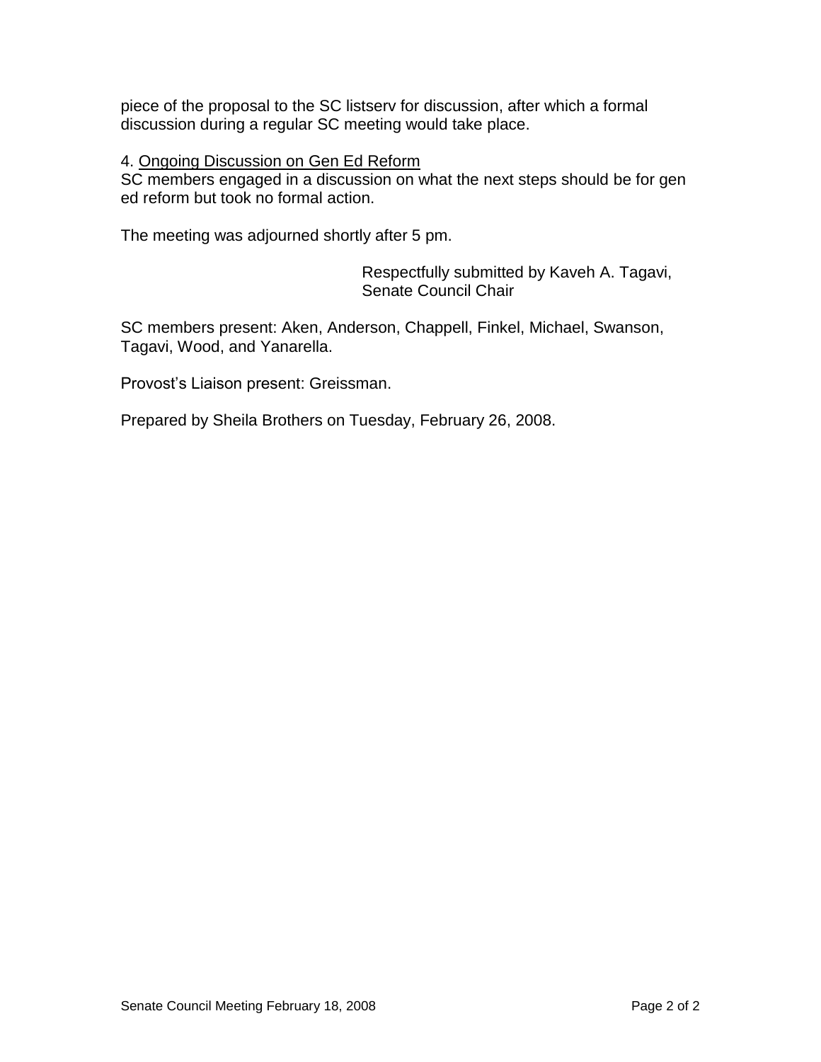piece of the proposal to the SC listserv for discussion, after which a formal discussion during a regular SC meeting would take place.

4. Ongoing Discussion on Gen Ed Reform

SC members engaged in a discussion on what the next steps should be for gen ed reform but took no formal action.

The meeting was adjourned shortly after 5 pm.

Respectfully submitted by Kaveh A. Tagavi,
Senate Council Chair

SC members present: Aken, Anderson, Chappell, Finkel, Michael, Swanson, Tagavi, Wood, and Yanarella.

Provost's Liaison present: Greissman.

Prepared by Sheila Brothers on Tuesday, February 26, 2008.